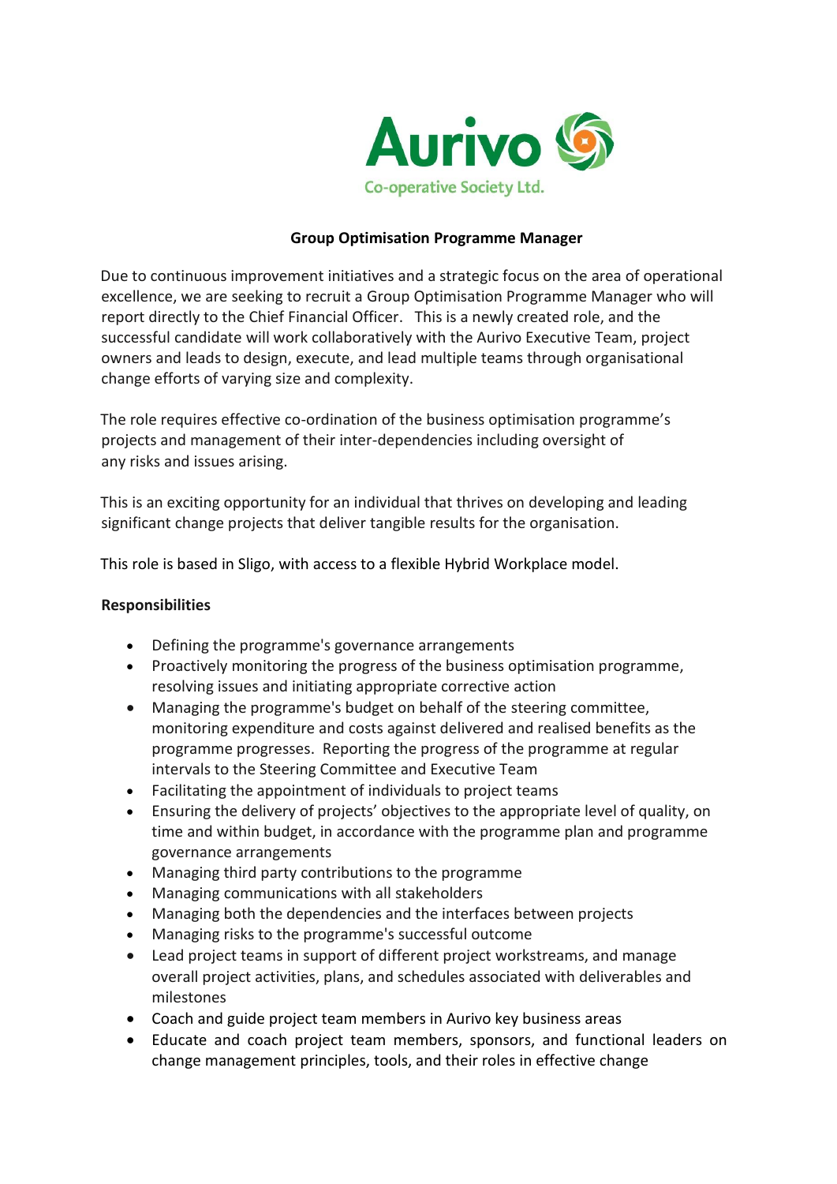Aurivo

Co-operative Society Ltd.

# Group Optimisation Programme Manager

Due to continuous improvement initiatives and a strategic focus on the area of operational excellence, we are seeking to recruit a Group Optimisation Programme Manager who will report directly to the Chief Financial Officer. This is a newly created role, and the successful candidate will work collaboratively with the Aurivo Executive Team, project owners and leads to design, execute, and lead multiple teams through organisational change efforts of varying size and complexity.

The role requires effective co-ordination of the business optimisation programme's projects and management of their inter-dependencies including oversight of any risks and issues arising.

This is an exciting opportunity for an individual that thrives on developing and leading significant change projects that deliver tangible results for the organisation.

This role is based in Sligo, with access to a flexible Hybrid Workplace model.

## Responsibilities

- Defining the programme's governance arrangements
- Proactively monitoring the progress of the business optimisation programme, resolving issues and initiating appropriate corrective action
- Managing the programme's budget on behalf of the steering committee, monitoring expenditure and costs against delivered and realised benefits as the programme progresses. Reporting the progress of the programme at regular intervals to the Steering Committee and Executive Team
- Facilitating the appointment of individuals to project teams
- Ensuring the delivery of projects' objectives to the appropriate level of quality, on time and within budget, in accordance with the programme plan and programme governance arrangements
- Managing third party contributions to the programme
- Managing communications with all stakeholders
- Managing both the dependencies and the interfaces between projects
- Managing risks to the programme's successful outcome
- Lead project teams in support of different project workstreams, and manage overall project activities, plans, and schedules associated with deliverables and milestones
- Coach and guide project team members in Aurivo key business areas
- Educate and coach project team members, sponsors, and functional leaders on change management principles, tools, and their roles in effective change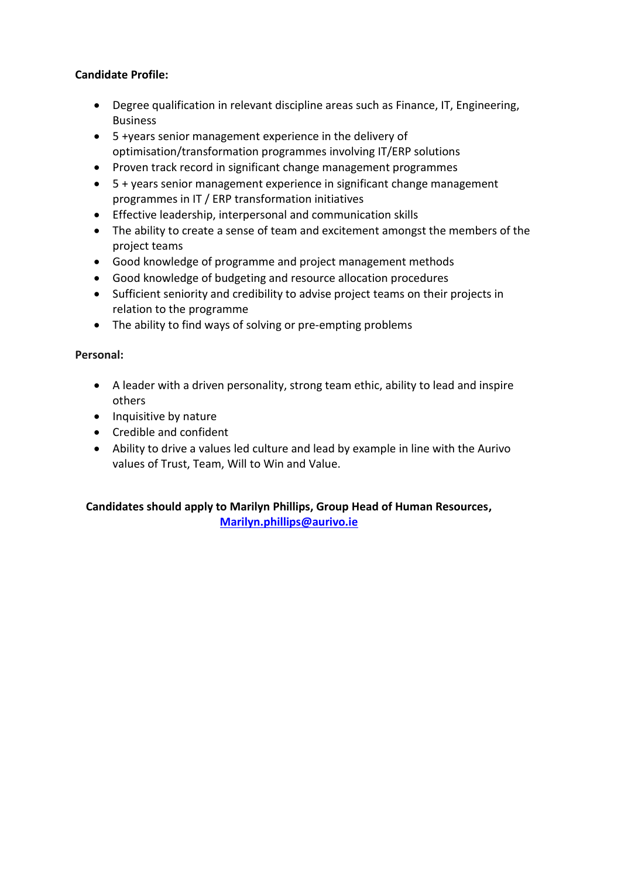**Candidate Profile:**

- Degree qualification in relevant discipline areas such as Finance, IT, Engineering, Business
- 5 +years senior management experience in the delivery of optimisation/transformation programmes involving IT/ERP solutions
- Proven track record in significant change management programmes
- 5 + years senior management experience in significant change management programmes in IT / ERP transformation initiatives
- Effective leadership, interpersonal and communication skills
- The ability to create a sense of team and excitement amongst the members of the project teams
- Good knowledge of programme and project management methods
- Good knowledge of budgeting and resource allocation procedures
- Sufficient seniority and credibility to advise project teams on their projects in relation to the programme
- The ability to find ways of solving or pre-empting problems

**Personal:**

- A leader with a driven personality, strong team ethic, ability to lead and inspire others
- Inquisitive by nature
- Credible and confident
- Ability to drive a values led culture and lead by example in line with the Aurivo values of Trust, Team, Will to Win and Value.

**Candidates should apply to Marilyn Phillips, Group Head of Human Resources, [Marilyn.phillips@aurivo.ie](mailto:Marilyn.phillips@aurivo.ie)**